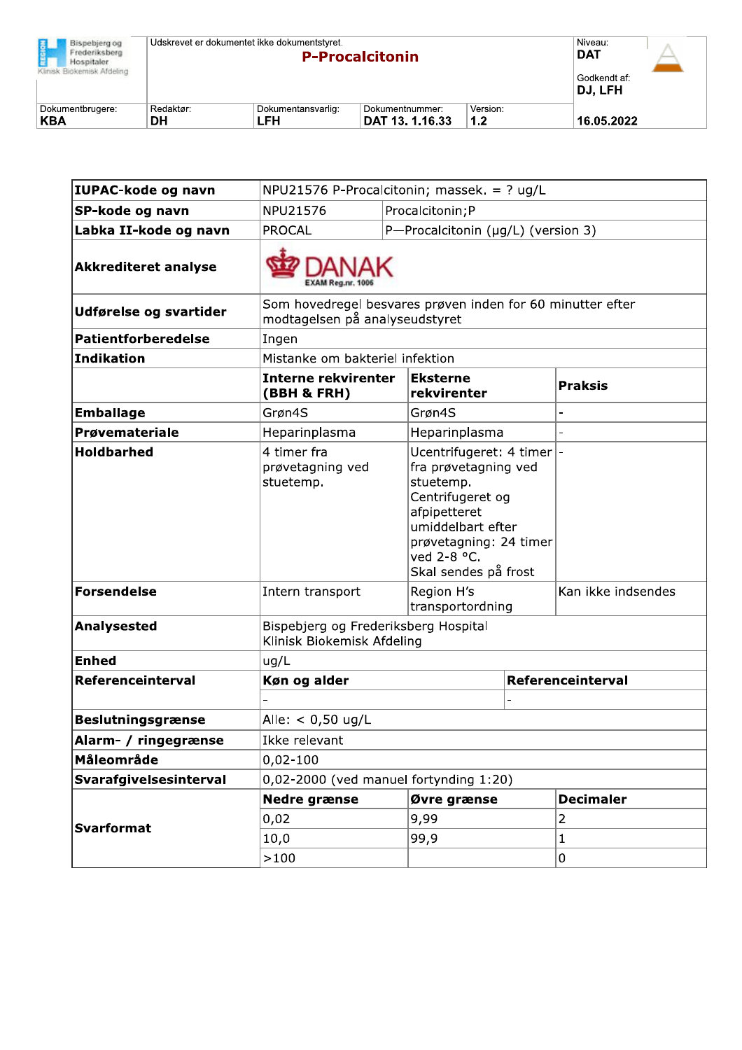| Bispebjerg og Frederiksberg Hospitaler Klinisk Biokemisk Afdeling | Udskrevet er dokumentet ikke dokumentstyret. **P-Procalcitonin** | | | Niveau: **DAT** Godkendt af: **DJ, LFH** |
|---|---|---|---|---|
| Dokumentbrugere: **KBA** | Redaktør: **DH** | Dokumentansvarlig: **LFH** | Dokumentnummer: **DAT 13. 1.16.33** | Version: **1.2** / **16.05.2022** |

| **IUPAC-kode og navn** | NPU21576 P-Procalcitonin; massek. = ? ug/L | | |
|---|---|---|---|
| **SP-kode og navn** | NPU21576 | Procalcitonin;P | |
| **Labka II-kode og navn** | PROCAL | P—Procalcitonin (µg/L) (version 3) | |
| **Akkrediteret analyse** | DANAK EXAM Reg.nr. 1006 | | |
| **Udførelse og svartider** | Som hovedregel besvares prøven inden for 60 minutter efter modtagelsen på analyseudstyret | | |
| **Patientforberedelse** | Ingen | | |
| **Indikation** | Mistanke om bakteriel infektion | | |
| | **Interne rekvirenter (BBH & FRH)** | **Eksterne rekvirenter** | **Praksis** |
| **Emballage** | Grøn4S | Grøn4S | - |
| **Prøvemateriale** | Heparinplasma | Heparinplasma | - |
| **Holdbarhed** | 4 timer fra prøvetagning ved stuetemp. | Ucentrifugeret: 4 timer fra prøvetagning ved stuetemp. Centrifugeret og afpipetteret umiddelbart efter prøvetagning: 24 timer ved 2-8 °C. Skal sendes på frost | - |
| **Forsendelse** | Intern transport | Region H's transportordning | Kan ikke indsendes |
| **Analysested** | Bispebjerg og Frederiksberg Hospital Klinisk Biokemisk Afdeling | | |
| **Enhed** | ug/L | | |
| **Referenceinterval** | **Køn og alder** | **Referenceinterval** | |
| | - | - | |
| **Beslutningsgrænse** | Alle: < 0,50 ug/L | | |
| **Alarm- / ringegrænse** | Ikke relevant | | |
| **Måleområde** | 0,02-100 | | |
| **Svarafgivelsesinterval** | 0,02-2000 (ved manuel fortynding 1:20) | | |
| **Svarformat** | **Nedre grænse** | **Øvre grænse** | **Decimaler** |
| | 0,02 | 9,99 | 2 |
| | 10,0 | 99,9 | 1 |
| | >100 | | 0 |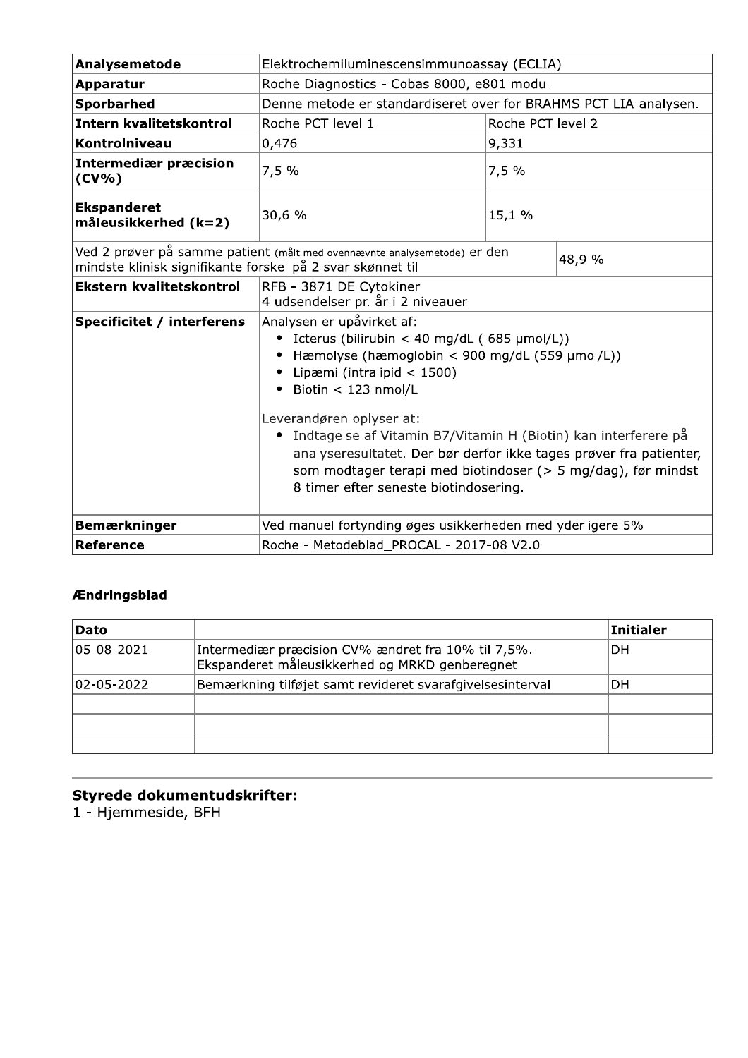| | | |
|---|---|---|
| **Analysemetode** | Elektrochemiluminescensimmunoassay (ECLIA) | |
| **Apparatur** | Roche Diagnostics - Cobas 8000, e801 modul | |
| **Sporbarhed** | Denne metode er standardiseret over for BRAHMS PCT LIA-analysen. | |
| **Intern kvalitetskontrol** | Roche PCT level 1 | Roche PCT level 2 |
| **Kontrolniveau** | 0,476 | 9,331 |
| **Intermediær præcision (CV%)** | 7,5 % | 7,5 % |
| **Ekspanderet måleusikkerhed (k=2)** | 30,6 % | 15,1 % |
| Ved 2 prøver på samme patient (målt med ovennævnte analysemetode) er den mindste klinisk signifikante forskel på 2 svar skønnet til | | 48,9 % |
| **Ekstern kvalitetskontrol** | RFB - 3871 DE Cytokiner<br>4 udsendelser pr. år i 2 niveauer | |
| **Specificitet / interferens** | Analysen er upåvirket af:<br>• Icterus (bilirubin < 40 mg/dL ( 685 µmol/L))<br>• Hæmolyse (hæmoglobin < 900 mg/dL (559 µmol/L))<br>• Lipæmi (intralipid < 1500)<br>• Biotin < 123 nmol/L<br><br>Leverandøren oplyser at:<br>• Indtagelse af Vitamin B7/Vitamin H (Biotin) kan interferere på analyseresultatet. Der bør derfor ikke tages prøver fra patienter, som modtager terapi med biotindoser (> 5 mg/dag), før mindst 8 timer efter seneste biotindosering. | |
| **Bemærkninger** | Ved manuel fortynding øges usikkerheden med yderligere 5% | |
| **Reference** | Roche - Metodeblad_PROCAL - 2017-08 V2.0 | |

#### Ændringsblad

| Dato | | Initialer |
|---|---|---|
| 05-08-2021 | Intermediær præcision CV% ændret fra 10% til 7,5%. Ekspanderet måleusikkerhed og MRKD genberegnet | DH |
| 02-05-2022 | Bemærkning tilføjet samt revideret svarafgivelsesinterval | DH |
| | | |
| | | |
| | | |

### Styrede dokumentudskrifter:

1 - Hjemmeside, BFH